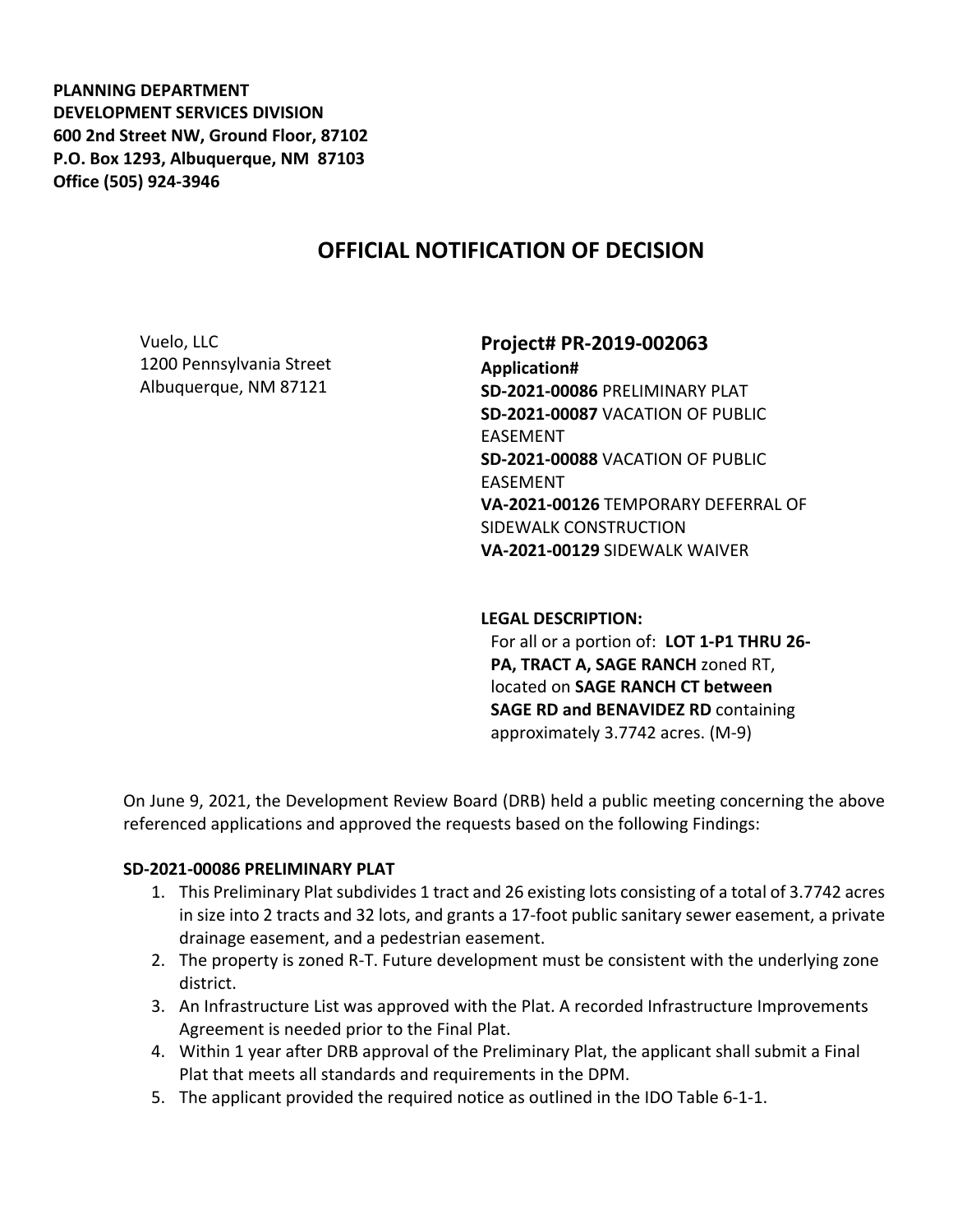**PLANNING DEPARTMENT**
**DEVELOPMENT SERVICES DIVISION**
**600 2nd Street NW, Ground Floor, 87102**
**P.O. Box 1293, Albuquerque, NM 87103**
**Office (505) 924-3946**

# OFFICIAL NOTIFICATION OF DECISION

Vuelo, LLC
1200 Pennsylvania Street
Albuquerque, NM 87121

## Project# PR-2019-002063

**Application#**
**SD-2021-00086** PRELIMINARY PLAT
**SD-2021-00087** VACATION OF PUBLIC EASEMENT
**SD-2021-00088** VACATION OF PUBLIC EASEMENT
**VA-2021-00126** TEMPORARY DEFERRAL OF SIDEWALK CONSTRUCTION
**VA-2021-00129** SIDEWALK WAIVER

**LEGAL DESCRIPTION:**
For all or a portion of: **LOT 1-P1 THRU 26-PA, TRACT A, SAGE RANCH** zoned RT, located on **SAGE RANCH CT between SAGE RD and BENAVIDEZ RD** containing approximately 3.7742 acres. (M-9)

On June 9, 2021, the Development Review Board (DRB) held a public meeting concerning the above referenced applications and approved the requests based on the following Findings:

**SD-2021-00086 PRELIMINARY PLAT**

1. This Preliminary Plat subdivides 1 tract and 26 existing lots consisting of a total of 3.7742 acres in size into 2 tracts and 32 lots, and grants a 17-foot public sanitary sewer easement, a private drainage easement, and a pedestrian easement.
2. The property is zoned R-T. Future development must be consistent with the underlying zone district.
3. An Infrastructure List was approved with the Plat. A recorded Infrastructure Improvements Agreement is needed prior to the Final Plat.
4. Within 1 year after DRB approval of the Preliminary Plat, the applicant shall submit a Final Plat that meets all standards and requirements in the DPM.
5. The applicant provided the required notice as outlined in the IDO Table 6-1-1.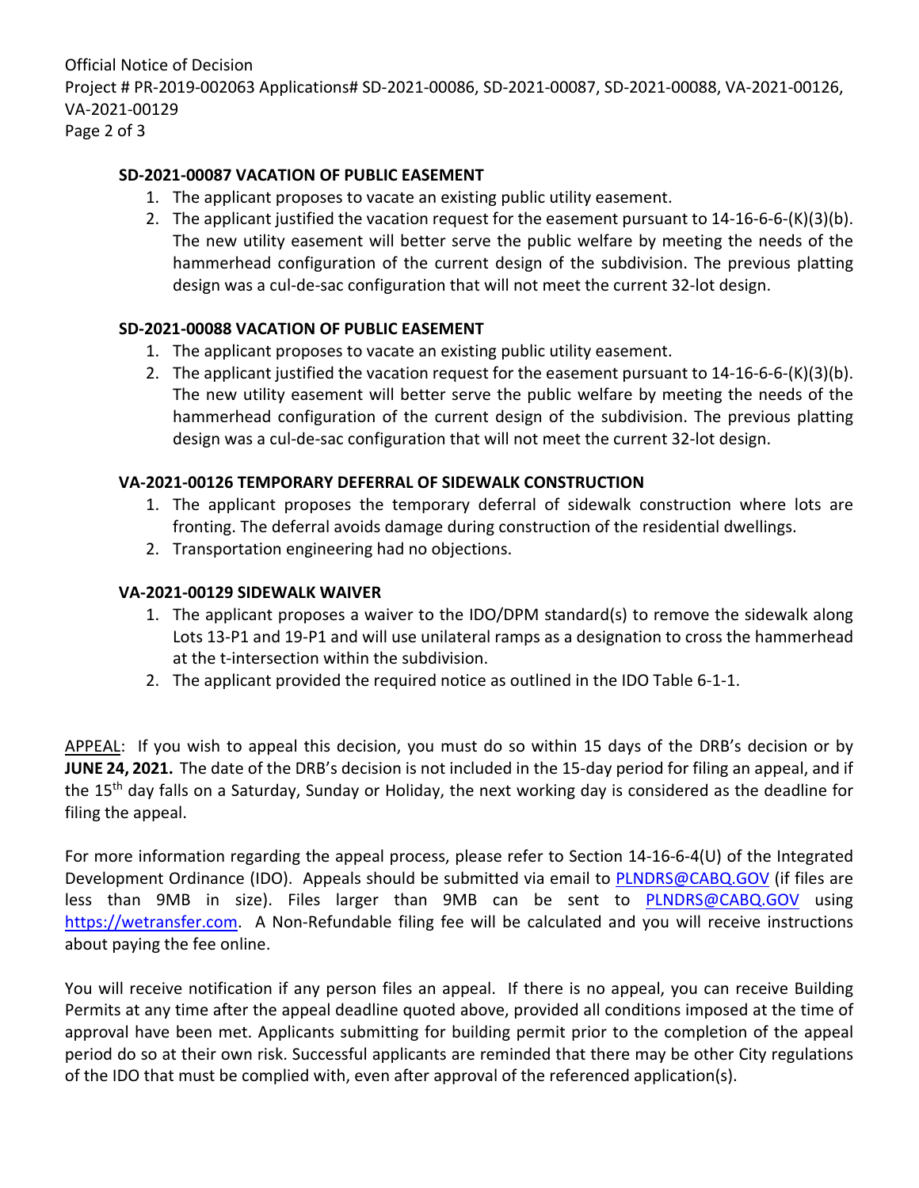### SD-2021-00087 VACATION OF PUBLIC EASEMENT

1. The applicant proposes to vacate an existing public utility easement.
2. The applicant justified the vacation request for the easement pursuant to 14-16-6-6-(K)(3)(b). The new utility easement will better serve the public welfare by meeting the needs of the hammerhead configuration of the current design of the subdivision. The previous platting design was a cul-de-sac configuration that will not meet the current 32-lot design.

### SD-2021-00088 VACATION OF PUBLIC EASEMENT

1. The applicant proposes to vacate an existing public utility easement.
2. The applicant justified the vacation request for the easement pursuant to 14-16-6-6-(K)(3)(b). The new utility easement will better serve the public welfare by meeting the needs of the hammerhead configuration of the current design of the subdivision. The previous platting design was a cul-de-sac configuration that will not meet the current 32-lot design.

### VA-2021-00126 TEMPORARY DEFERRAL OF SIDEWALK CONSTRUCTION

1. The applicant proposes the temporary deferral of sidewalk construction where lots are fronting. The deferral avoids damage during construction of the residential dwellings.
2. Transportation engineering had no objections.

### VA-2021-00129 SIDEWALK WAIVER

1. The applicant proposes a waiver to the IDO/DPM standard(s) to remove the sidewalk along Lots 13-P1 and 19-P1 and will use unilateral ramps as a designation to cross the hammerhead at the t-intersection within the subdivision.
2. The applicant provided the required notice as outlined in the IDO Table 6-1-1.

APPEAL: If you wish to appeal this decision, you must do so within 15 days of the DRB's decision or by **JUNE 24, 2021.** The date of the DRB's decision is not included in the 15-day period for filing an appeal, and if the 15th day falls on a Saturday, Sunday or Holiday, the next working day is considered as the deadline for filing the appeal.

For more information regarding the appeal process, please refer to Section 14-16-6-4(U) of the Integrated Development Ordinance (IDO). Appeals should be submitted via email to PLNDRS@CABQ.GOV (if files are less than 9MB in size). Files larger than 9MB can be sent to PLNDRS@CABQ.GOV using https://wetransfer.com. A Non-Refundable filing fee will be calculated and you will receive instructions about paying the fee online.

You will receive notification if any person files an appeal. If there is no appeal, you can receive Building Permits at any time after the appeal deadline quoted above, provided all conditions imposed at the time of approval have been met. Applicants submitting for building permit prior to the completion of the appeal period do so at their own risk. Successful applicants are reminded that there may be other City regulations of the IDO that must be complied with, even after approval of the referenced application(s).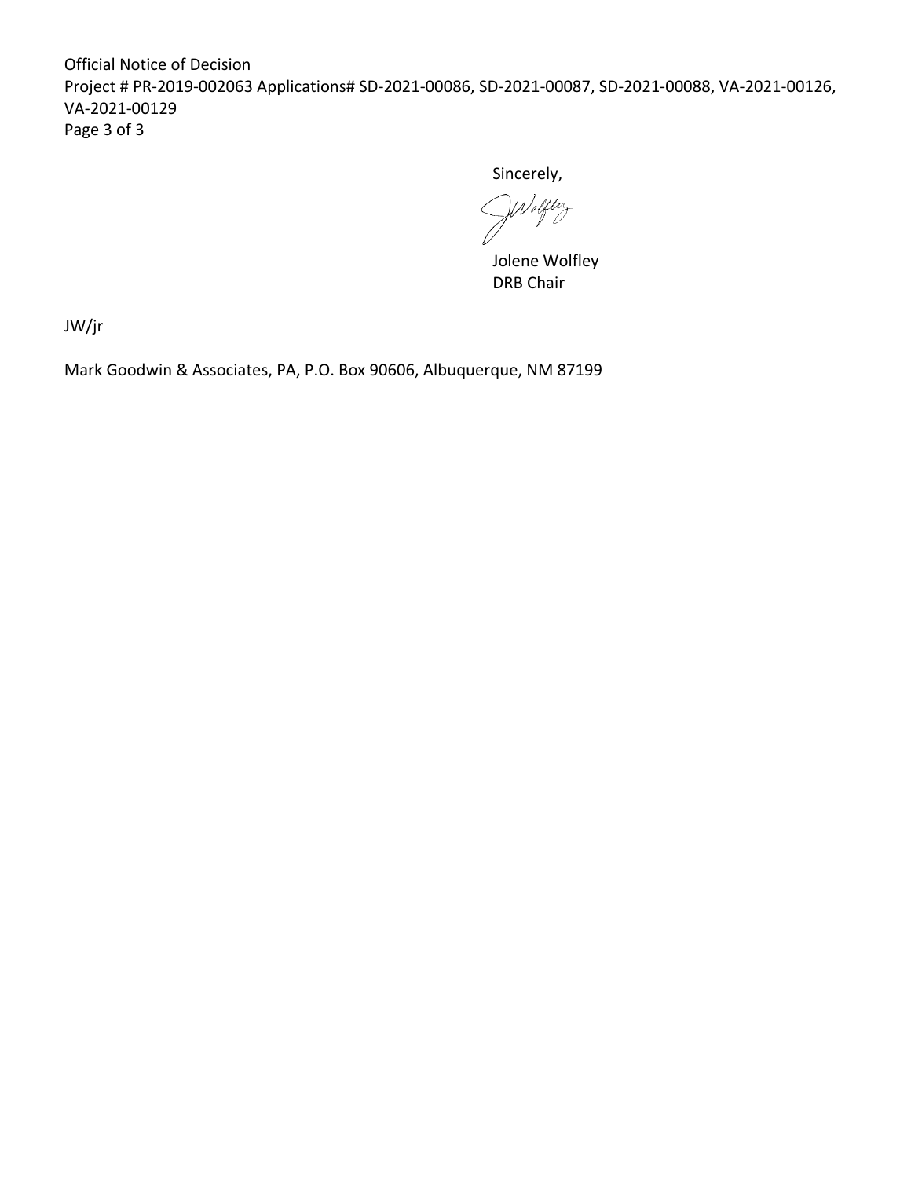Sincerely,

Jolene Wolfley
DRB Chair

JW/jr

Mark Goodwin & Associates, PA, P.O. Box 90606, Albuquerque, NM 87199